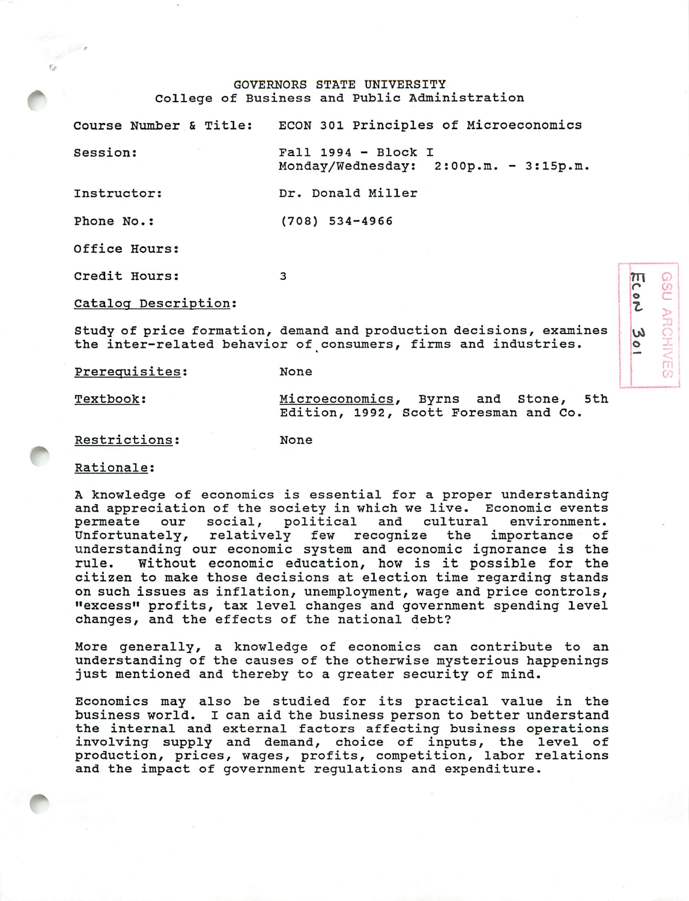# GOVERNORS STATE UNIVERSITY
## College of Business and Public Administration

| | |
|---|---|
| Course Number & Title: | ECON 301 Principles of Microeconomics |
| Session: | Fall 1994 - Block I<br>Monday/Wednesday: 2:00p.m. - 3:15p.m. |
| Instructor: | Dr. Donald Miller |
| Phone No.: | (708) 534-4966 |
| Office Hours: | |
| Credit Hours: | 3 |

<u>Catalog Description</u>:

Study of price formation, demand and production decisions, examines the inter-related behavior of consumers, firms and industries.

<u>Prerequisites</u>: None

<u>Textbook</u>: <u>Microeconomics</u>, Byrns and Stone, 5th Edition, 1992, Scott Foresman and Co.

<u>Restrictions</u>: None

<u>Rationale</u>:

A knowledge of economics is essential for a proper understanding and appreciation of the society in which we live. Economic events permeate our social, political and cultural environment. Unfortunately, relatively few recognize the importance of understanding our economic system and economic ignorance is the rule. Without economic education, how is it possible for the citizen to make those decisions at election time regarding stands on such issues as inflation, unemployment, wage and price controls, "excess" profits, tax level changes and government spending level changes, and the effects of the national debt?

More generally, a knowledge of economics can contribute to an understanding of the causes of the otherwise mysterious happenings just mentioned and thereby to a greater security of mind.

Economics may also be studied for its practical value in the business world. I can aid the business person to better understand the internal and external factors affecting business operations involving supply and demand, choice of inputs, the level of production, prices, wages, profits, competition, labor relations and the impact of government regulations and expenditure.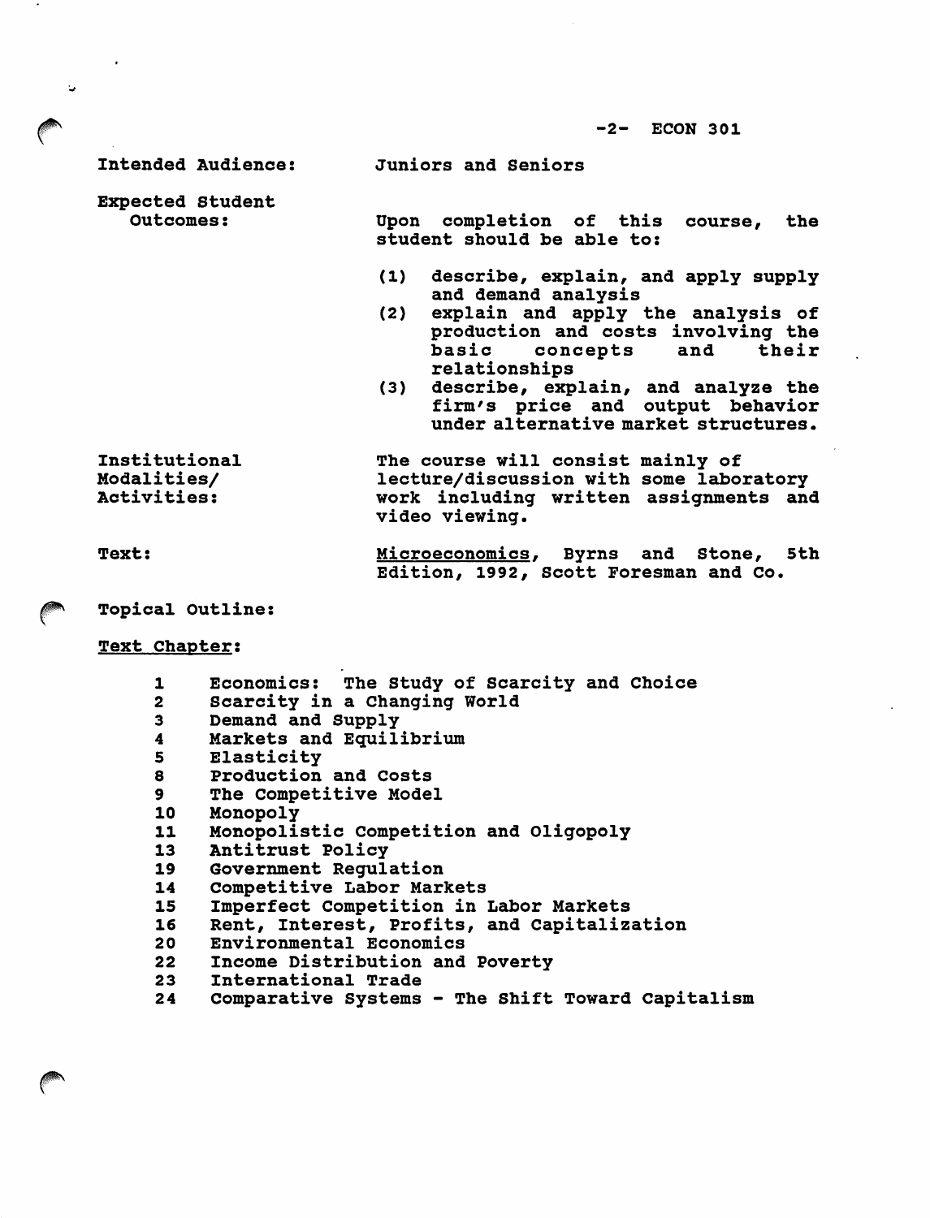**Intended Audience:** Juniors and Seniors

**Expected Student Outcomes:** Upon completion of this course, the student should be able to:

1. describe, explain, and apply supply and demand analysis
2. explain and apply the analysis of production and costs involving the basic concepts and their relationships
3. describe, explain, and analyze the firm's price and output behavior under alternative market structures.

**Institutional Modalities/ Activities:** The course will consist mainly of lecture/discussion with some laboratory work including written assignments and video viewing.

**Text:** Microeconomics, Byrns and Stone, 5th Edition, 1992, Scott Foresman and Co.

**Topical Outline:**

**Text Chapter:**

| | |
|---|---|
| 1 | Economics: The Study of Scarcity and Choice |
| 2 | Scarcity in a Changing World |
| 3 | Demand and Supply |
| 4 | Markets and Equilibrium |
| 5 | Elasticity |
| 8 | Production and Costs |
| 9 | The Competitive Model |
| 10 | Monopoly |
| 11 | Monopolistic Competition and Oligopoly |
| 13 | Antitrust Policy |
| 19 | Government Regulation |
| 14 | Competitive Labor Markets |
| 15 | Imperfect Competition in Labor Markets |
| 16 | Rent, Interest, Profits, and Capitalization |
| 20 | Environmental Economics |
| 22 | Income Distribution and Poverty |
| 23 | International Trade |
| 24 | Comparative Systems - The Shift Toward Capitalism |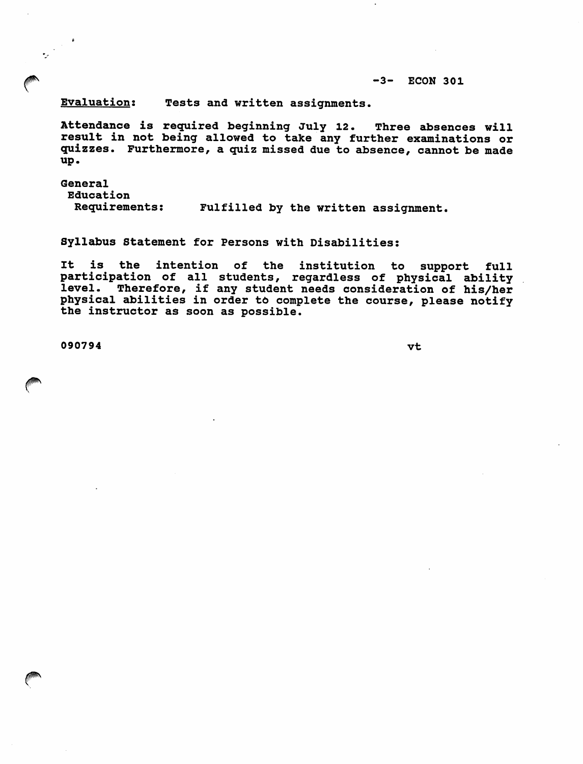**Evaluation:** Tests and written assignments.

Attendance is required beginning July 12. Three absences will result in not being allowed to take any further examinations or quizzes. Furthermore, a quiz missed due to absence, cannot be made up.

General Education Requirements: Fulfilled by the written assignment.

Syllabus Statement for Persons with Disabilities:

It is the intention of the institution to support full participation of all students, regardless of physical ability level. Therefore, if any student needs consideration of his/her physical abilities in order to complete the course, please notify the instructor as soon as possible.

090794 vt